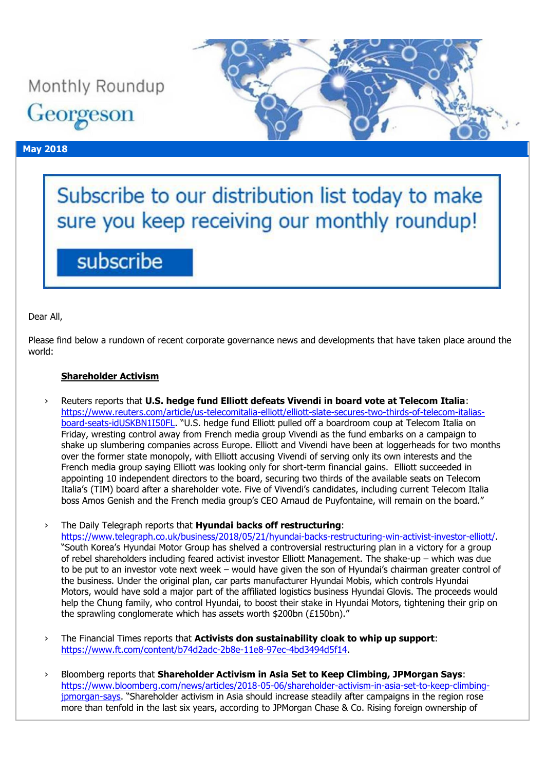Monthly Roundup

Georgeson

**May 2018**

Subscribe to our distribution list today to make sure you keep receiving our monthly roundup!

subscribe

Dear All,

Please find below a rundown of recent corporate governance news and developments that have taken place around the world:

**Shareholder Activism**

- Reuters reports that **U.S. hedge fund Elliott defeats Vivendi in board vote at Telecom Italia**: https://www.reuters.com/article/us-telecomitalia-elliott/elliott-slate-secures-two-thirds-of-telecom-italias-board-seats-idUSKBN1I50FL. "U.S. hedge fund Elliott pulled off a boardroom coup at Telecom Italia on Friday, wresting control away from French media group Vivendi as the fund embarks on a campaign to shake up slumbering companies across Europe. Elliott and Vivendi have been at loggerheads for two months over the former state monopoly, with Elliott accusing Vivendi of serving only its own interests and the French media group saying Elliott was looking only for short-term financial gains. Elliott succeeded in appointing 10 independent directors to the board, securing two thirds of the available seats on Telecom Italia's (TIM) board after a shareholder vote. Five of Vivendi's candidates, including current Telecom Italia boss Amos Genish and the French media group's CEO Arnaud de Puyfontaine, will remain on the board."

- The Daily Telegraph reports that **Hyundai backs off restructuring**: https://www.telegraph.co.uk/business/2018/05/21/hyundai-backs-restructuring-win-activist-investor-elliott/. "South Korea's Hyundai Motor Group has shelved a controversial restructuring plan in a victory for a group of rebel shareholders including feared activist investor Elliott Management. The shake-up – which was due to be put to an investor vote next week – would have given the son of Hyundai's chairman greater control of the business. Under the original plan, car parts manufacturer Hyundai Mobis, which controls Hyundai Motors, would have sold a major part of the affiliated logistics business Hyundai Glovis. The proceeds would help the Chung family, who control Hyundai, to boost their stake in Hyundai Motors, tightening their grip on the sprawling conglomerate which has assets worth $200bn (£150bn)."

- The Financial Times reports that **Activists don sustainability cloak to whip up support**: https://www.ft.com/content/b74d2adc-2b8e-11e8-97ec-4bd3494d5f14.

- Bloomberg reports that **Shareholder Activism in Asia Set to Keep Climbing, JPMorgan Says**: https://www.bloomberg.com/news/articles/2018-05-06/shareholder-activism-in-asia-set-to-keep-climbing-jpmorgan-says. "Shareholder activism in Asia should increase steadily after campaigns in the region rose more than tenfold in the last six years, according to JPMorgan Chase & Co. Rising foreign ownership of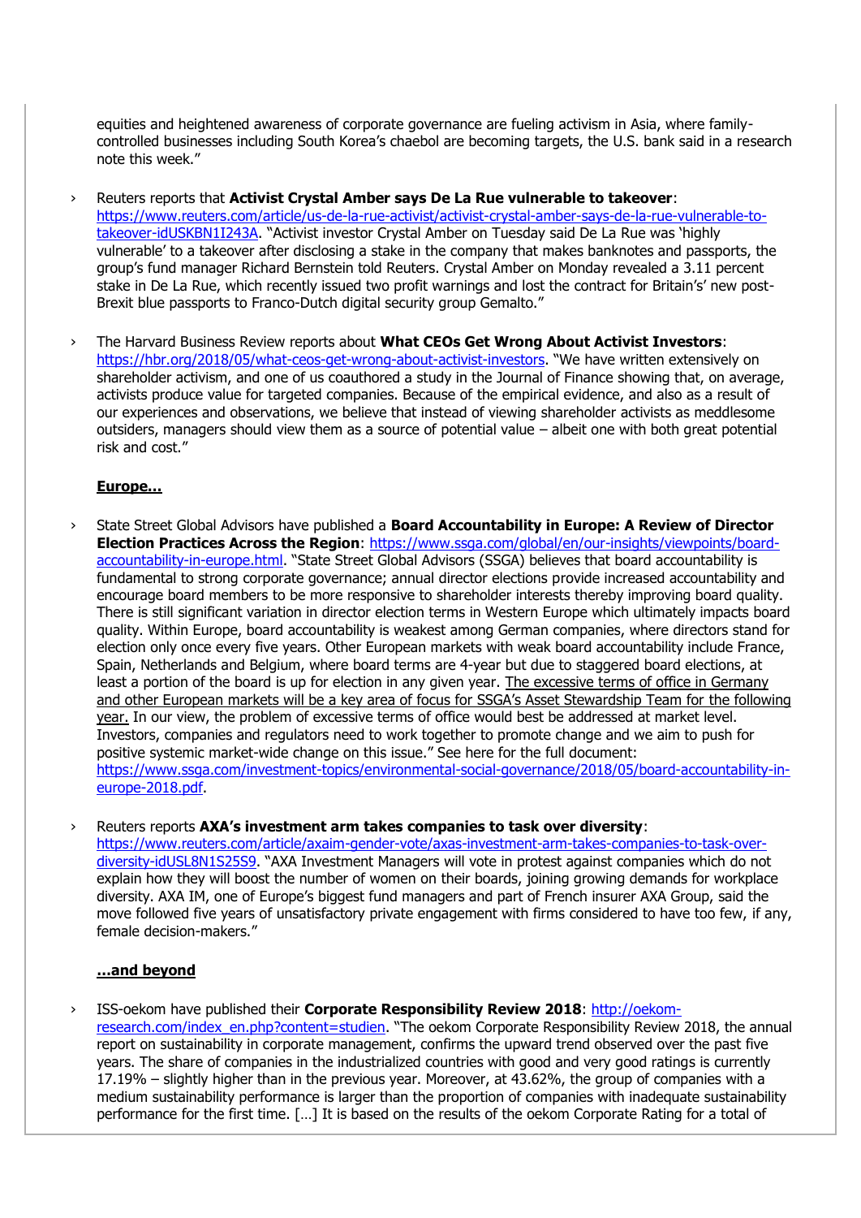equities and heightened awareness of corporate governance are fueling activism in Asia, where family-controlled businesses including South Korea's chaebol are becoming targets, the U.S. bank said in a research note this week."

› Reuters reports that **Activist Crystal Amber says De La Rue vulnerable to takeover**: https://www.reuters.com/article/us-de-la-rue-activist/activist-crystal-amber-says-de-la-rue-vulnerable-to-takeover-idUSKBN1I243A. "Activist investor Crystal Amber on Tuesday said De La Rue was 'highly vulnerable' to a takeover after disclosing a stake in the company that makes banknotes and passports, the group's fund manager Richard Bernstein told Reuters. Crystal Amber on Monday revealed a 3.11 percent stake in De La Rue, which recently issued two profit warnings and lost the contract for Britain's' new post-Brexit blue passports to Franco-Dutch digital security group Gemalto."

› The Harvard Business Review reports about **What CEOs Get Wrong About Activist Investors**: https://hbr.org/2018/05/what-ceos-get-wrong-about-activist-investors. "We have written extensively on shareholder activism, and one of us coauthored a study in the Journal of Finance showing that, on average, activists produce value for targeted companies. Because of the empirical evidence, and also as a result of our experiences and observations, we believe that instead of viewing shareholder activists as meddlesome outsiders, managers should view them as a source of potential value – albeit one with both great potential risk and cost."

**Europe…**

› State Street Global Advisors have published a **Board Accountability in Europe: A Review of Director Election Practices Across the Region**: https://www.ssga.com/global/en/our-insights/viewpoints/board-accountability-in-europe.html. "State Street Global Advisors (SSGA) believes that board accountability is fundamental to strong corporate governance; annual director elections provide increased accountability and encourage board members to be more responsive to shareholder interests thereby improving board quality. There is still significant variation in director election terms in Western Europe which ultimately impacts board quality. Within Europe, board accountability is weakest among German companies, where directors stand for election only once every five years. Other European markets with weak board accountability include France, Spain, Netherlands and Belgium, where board terms are 4-year but due to staggered board elections, at least a portion of the board is up for election in any given year. The excessive terms of office in Germany and other European markets will be a key area of focus for SSGA's Asset Stewardship Team for the following year. In our view, the problem of excessive terms of office would best be addressed at market level. Investors, companies and regulators need to work together to promote change and we aim to push for positive systemic market-wide change on this issue." See here for the full document: https://www.ssga.com/investment-topics/environmental-social-governance/2018/05/board-accountability-in-europe-2018.pdf.

› Reuters reports **AXA's investment arm takes companies to task over diversity**: https://www.reuters.com/article/axaim-gender-vote/axas-investment-arm-takes-companies-to-task-over-diversity-idUSL8N1S25S9. "AXA Investment Managers will vote in protest against companies which do not explain how they will boost the number of women on their boards, joining growing demands for workplace diversity. AXA IM, one of Europe's biggest fund managers and part of French insurer AXA Group, said the move followed five years of unsatisfactory private engagement with firms considered to have too few, if any, female decision-makers."

**…and beyond**

› ISS-oekom have published their **Corporate Responsibility Review 2018**: http://oekom-research.com/index_en.php?content=studien. "The oekom Corporate Responsibility Review 2018, the annual report on sustainability in corporate management, confirms the upward trend observed over the past five years. The share of companies in the industrialized countries with good and very good ratings is currently 17.19% – slightly higher than in the previous year. Moreover, at 43.62%, the group of companies with a medium sustainability performance is larger than the proportion of companies with inadequate sustainability performance for the first time. […] It is based on the results of the oekom Corporate Rating for a total of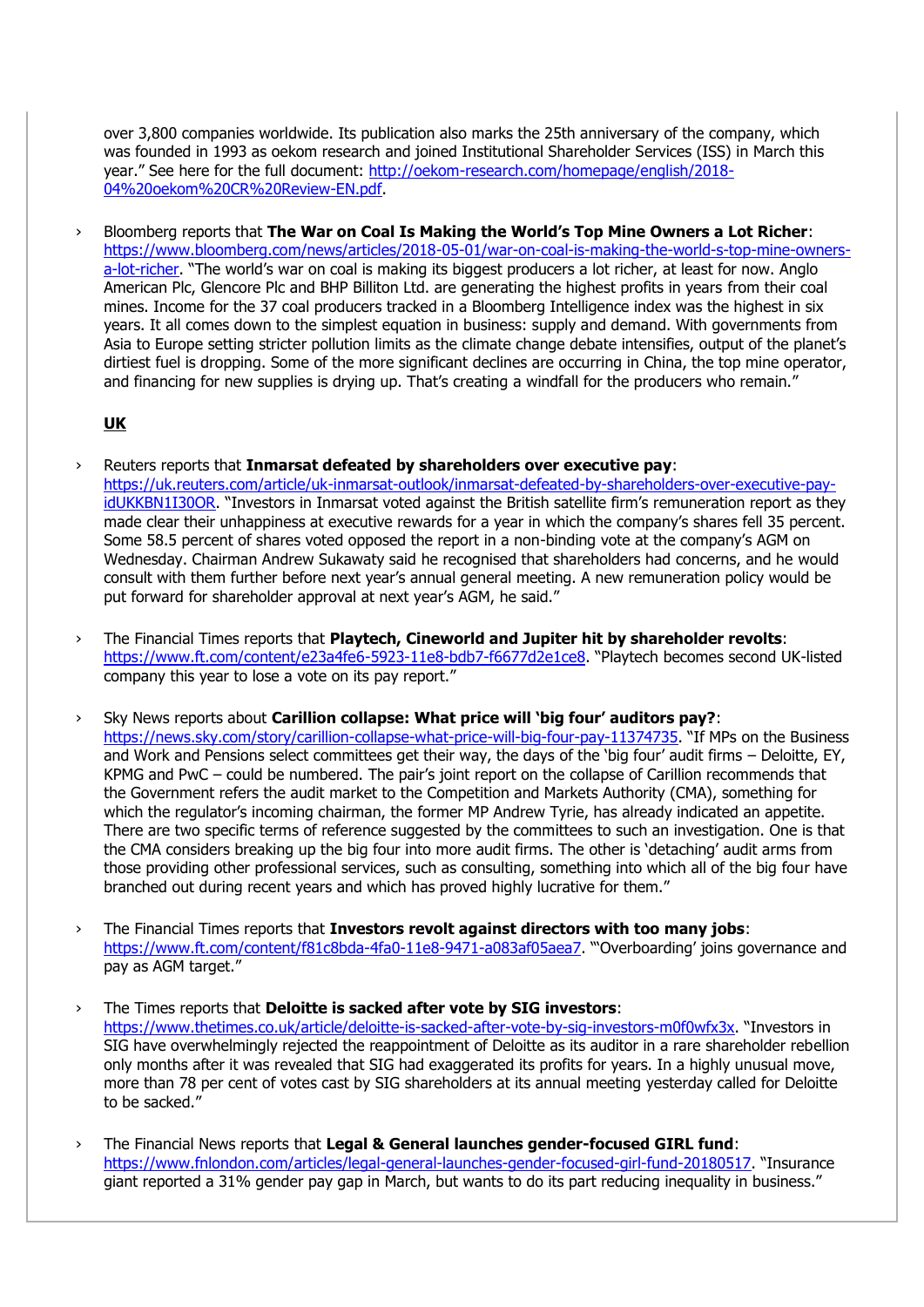over 3,800 companies worldwide. Its publication also marks the 25th anniversary of the company, which was founded in 1993 as oekom research and joined Institutional Shareholder Services (ISS) in March this year." See here for the full document: http://oekom-research.com/homepage/english/2018-04%20oekom%20CR%20Review-EN.pdf.

- Bloomberg reports that **The War on Coal Is Making the World's Top Mine Owners a Lot Richer**: https://www.bloomberg.com/news/articles/2018-05-01/war-on-coal-is-making-the-world-s-top-mine-owners-a-lot-richer. "The world's war on coal is making its biggest producers a lot richer, at least for now. Anglo American Plc, Glencore Plc and BHP Billiton Ltd. are generating the highest profits in years from their coal mines. Income for the 37 coal producers tracked in a Bloomberg Intelligence index was the highest in six years. It all comes down to the simplest equation in business: supply and demand. With governments from Asia to Europe setting stricter pollution limits as the climate change debate intensifies, output of the planet's dirtiest fuel is dropping. Some of the more significant declines are occurring in China, the top mine operator, and financing for new supplies is drying up. That's creating a windfall for the producers who remain."

**UK**

- Reuters reports that **Inmarsat defeated by shareholders over executive pay**: https://uk.reuters.com/article/uk-inmarsat-outlook/inmarsat-defeated-by-shareholders-over-executive-pay-idUKKBN1I30OR. "Investors in Inmarsat voted against the British satellite firm's remuneration report as they made clear their unhappiness at executive rewards for a year in which the company's shares fell 35 percent. Some 58.5 percent of shares voted opposed the report in a non-binding vote at the company's AGM on Wednesday. Chairman Andrew Sukawaty said he recognised that shareholders had concerns, and he would consult with them further before next year's annual general meeting. A new remuneration policy would be put forward for shareholder approval at next year's AGM, he said."

- The Financial Times reports that **Playtech, Cineworld and Jupiter hit by shareholder revolts**: https://www.ft.com/content/e23a4fe6-5923-11e8-bdb7-f6677d2e1ce8. "Playtech becomes second UK-listed company this year to lose a vote on its pay report."

- Sky News reports about **Carillion collapse: What price will 'big four' auditors pay?**: https://news.sky.com/story/carillion-collapse-what-price-will-big-four-pay-11374735. "If MPs on the Business and Work and Pensions select committees get their way, the days of the 'big four' audit firms – Deloitte, EY, KPMG and PwC – could be numbered. The pair's joint report on the collapse of Carillion recommends that the Government refers the audit market to the Competition and Markets Authority (CMA), something for which the regulator's incoming chairman, the former MP Andrew Tyrie, has already indicated an appetite. There are two specific terms of reference suggested by the committees to such an investigation. One is that the CMA considers breaking up the big four into more audit firms. The other is 'detaching' audit arms from those providing other professional services, such as consulting, something into which all of the big four have branched out during recent years and which has proved highly lucrative for them."

- The Financial Times reports that **Investors revolt against directors with too many jobs**: https://www.ft.com/content/f81c8bda-4fa0-11e8-9471-a083af05aea7. "'Overboarding' joins governance and pay as AGM target."

- The Times reports that **Deloitte is sacked after vote by SIG investors**: https://www.thetimes.co.uk/article/deloitte-is-sacked-after-vote-by-sig-investors-m0f0wfx3x. "Investors in SIG have overwhelmingly rejected the reappointment of Deloitte as its auditor in a rare shareholder rebellion only months after it was revealed that SIG had exaggerated its profits for years. In a highly unusual move, more than 78 per cent of votes cast by SIG shareholders at its annual meeting yesterday called for Deloitte to be sacked."

- The Financial News reports that **Legal & General launches gender-focused GIRL fund**: https://www.fnlondon.com/articles/legal-general-launches-gender-focused-girl-fund-20180517. "Insurance giant reported a 31% gender pay gap in March, but wants to do its part reducing inequality in business."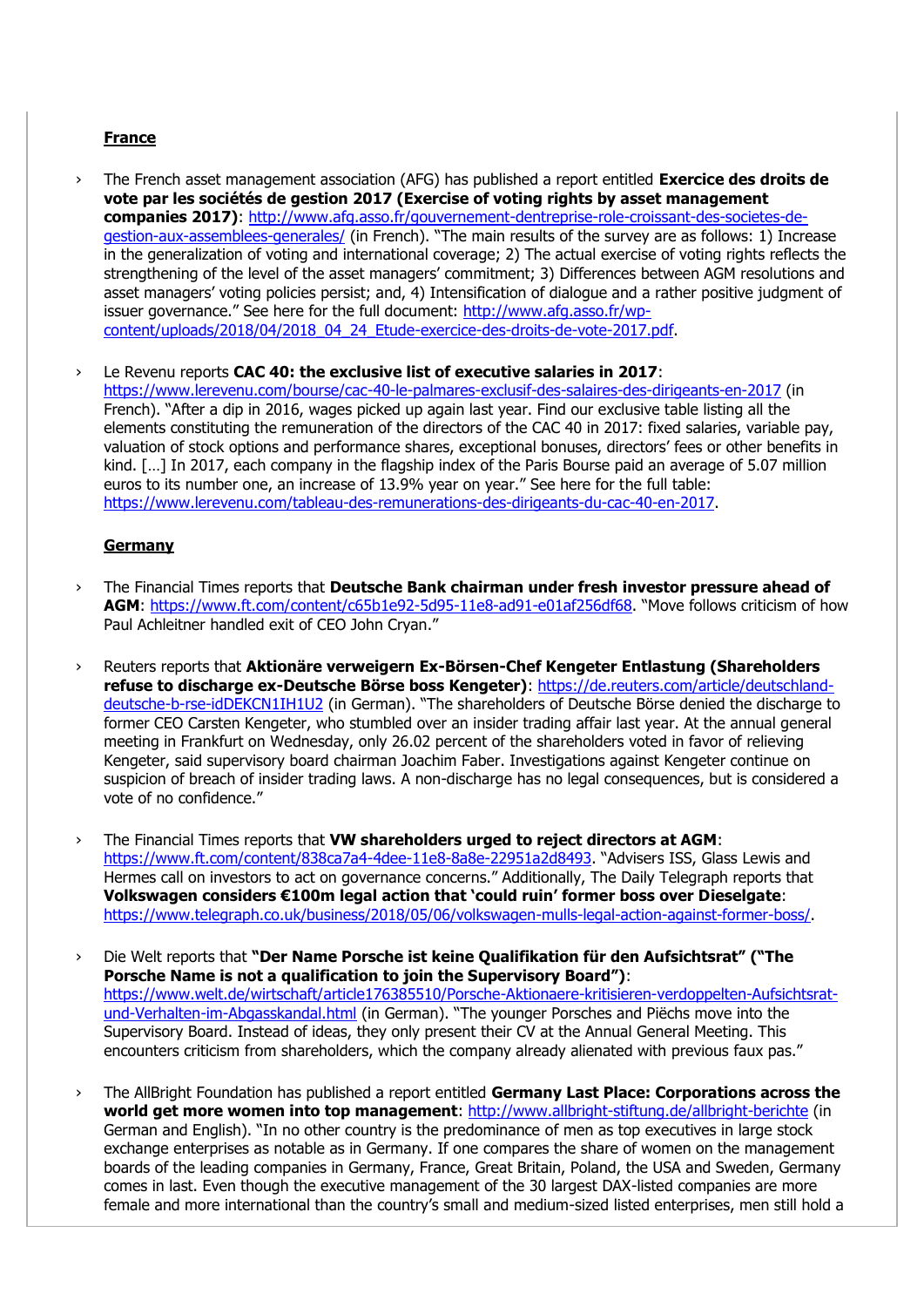**France**

- The French asset management association (AFG) has published a report entitled **Exercice des droits de vote par les sociétés de gestion 2017 (Exercise of voting rights by asset management companies 2017)**: http://www.afg.asso.fr/gouvernement-dentreprise-role-croissant-des-societes-de-gestion-aux-assemblees-generales/ (in French). "The main results of the survey are as follows: 1) Increase in the generalization of voting and international coverage; 2) The actual exercise of voting rights reflects the strengthening of the level of the asset managers' commitment; 3) Differences between AGM resolutions and asset managers' voting policies persist; and, 4) Intensification of dialogue and a rather positive judgment of issuer governance." See here for the full document: http://www.afg.asso.fr/wp-content/uploads/2018/04/2018_04_24_Etude-exercice-des-droits-de-vote-2017.pdf.

- Le Revenu reports **CAC 40: the exclusive list of executive salaries in 2017**: https://www.lerevenu.com/bourse/cac-40-le-palmares-exclusif-des-salaires-des-dirigeants-en-2017 (in French). "After a dip in 2016, wages picked up again last year. Find our exclusive table listing all the elements constituting the remuneration of the directors of the CAC 40 in 2017: fixed salaries, variable pay, valuation of stock options and performance shares, exceptional bonuses, directors' fees or other benefits in kind. […] In 2017, each company in the flagship index of the Paris Bourse paid an average of 5.07 million euros to its number one, an increase of 13.9% year on year." See here for the full table: https://www.lerevenu.com/tableau-des-remunerations-des-dirigeants-du-cac-40-en-2017.

**Germany**

- The Financial Times reports that **Deutsche Bank chairman under fresh investor pressure ahead of AGM**: https://www.ft.com/content/c65b1e92-5d95-11e8-ad91-e01af256df68. "Move follows criticism of how Paul Achleitner handled exit of CEO John Cryan."

- Reuters reports that **Aktionäre verweigern Ex-Börsen-Chef Kengeter Entlastung (Shareholders refuse to discharge ex-Deutsche Börse boss Kengeter)**: https://de.reuters.com/article/deutschland-deutsche-b-rse-idDEKCN1IH1U2 (in German). "The shareholders of Deutsche Börse denied the discharge to former CEO Carsten Kengeter, who stumbled over an insider trading affair last year. At the annual general meeting in Frankfurt on Wednesday, only 26.02 percent of the shareholders voted in favor of relieving Kengeter, said supervisory board chairman Joachim Faber. Investigations against Kengeter continue on suspicion of breach of insider trading laws. A non-discharge has no legal consequences, but is considered a vote of no confidence."

- The Financial Times reports that **VW shareholders urged to reject directors at AGM**: https://www.ft.com/content/838ca7a4-4dee-11e8-8a8e-22951a2d8493. "Advisers ISS, Glass Lewis and Hermes call on investors to act on governance concerns." Additionally, The Daily Telegraph reports that **Volkswagen considers €100m legal action that 'could ruin' former boss over Dieselgate**: https://www.telegraph.co.uk/business/2018/05/06/volkswagen-mulls-legal-action-against-former-boss/.

- Die Welt reports that **"Der Name Porsche ist keine Qualifikation für den Aufsichtsrat" ("The Porsche Name is not a qualification to join the Supervisory Board")**: https://www.welt.de/wirtschaft/article176385510/Porsche-Aktionaere-kritisieren-verdoppelten-Aufsichtsrat-und-Verhalten-im-Abgasskandal.html (in German). "The younger Porsches and Piëchs move into the Supervisory Board. Instead of ideas, they only present their CV at the Annual General Meeting. This encounters criticism from shareholders, which the company already alienated with previous faux pas."

- The AllBright Foundation has published a report entitled **Germany Last Place: Corporations across the world get more women into top management**: http://www.allbright-stiftung.de/allbright-berichte (in German and English). "In no other country is the predominance of men as top executives in large stock exchange enterprises as notable as in Germany. If one compares the share of women on the management boards of the leading companies in Germany, France, Great Britain, Poland, the USA and Sweden, Germany comes in last. Even though the executive management of the 30 largest DAX-listed companies are more female and more international than the country's small and medium-sized listed enterprises, men still hold a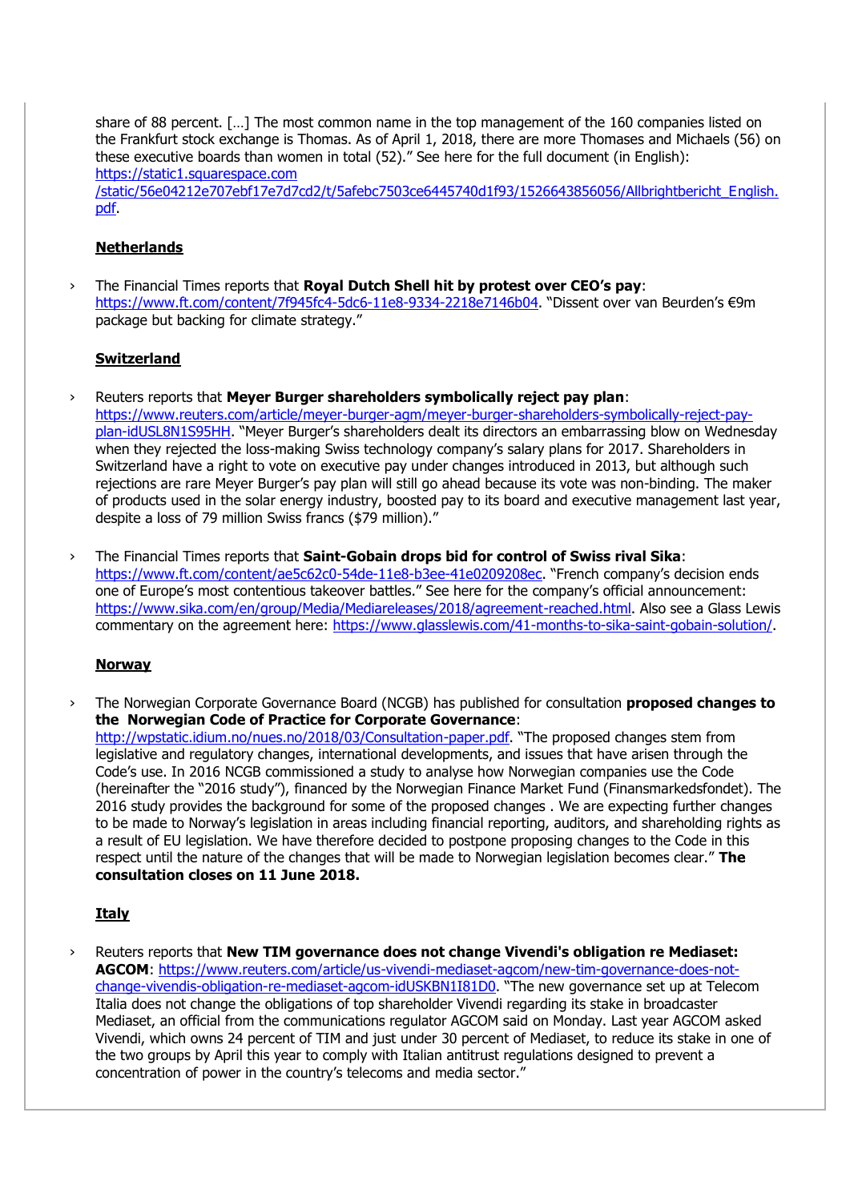share of 88 percent. […] The most common name in the top management of the 160 companies listed on the Frankfurt stock exchange is Thomas. As of April 1, 2018, there are more Thomases and Michaels (56) on these executive boards than women in total (52)." See here for the full document (in English): https://static1.squarespace.com/static/56e04212e707ebf17e7d7cd2/t/5afebc7503ce6445740d1f93/1526643856056/Allbrightbericht_English.pdf.

**Netherlands**

- The Financial Times reports that **Royal Dutch Shell hit by protest over CEO's pay**: https://www.ft.com/content/7f945fc4-5dc6-11e8-9334-2218e7146b04. "Dissent over van Beurden's €9m package but backing for climate strategy."

**Switzerland**

- Reuters reports that **Meyer Burger shareholders symbolically reject pay plan**: https://www.reuters.com/article/meyer-burger-agm/meyer-burger-shareholders-symbolically-reject-pay-plan-idUSL8N1S95HH. "Meyer Burger's shareholders dealt its directors an embarrassing blow on Wednesday when they rejected the loss-making Swiss technology company's salary plans for 2017. Shareholders in Switzerland have a right to vote on executive pay under changes introduced in 2013, but although such rejections are rare Meyer Burger's pay plan will still go ahead because its vote was non-binding. The maker of products used in the solar energy industry, boosted pay to its board and executive management last year, despite a loss of 79 million Swiss francs ($79 million)."

- The Financial Times reports that **Saint-Gobain drops bid for control of Swiss rival Sika**: https://www.ft.com/content/ae5c62c0-54de-11e8-b3ee-41e0209208ec. "French company's decision ends one of Europe's most contentious takeover battles." See here for the company's official announcement: https://www.sika.com/en/group/Media/Mediareleases/2018/agreement-reached.html. Also see a Glass Lewis commentary on the agreement here: https://www.glasslewis.com/41-months-to-sika-saint-gobain-solution/.

**Norway**

- The Norwegian Corporate Governance Board (NCGB) has published for consultation **proposed changes to the Norwegian Code of Practice for Corporate Governance**: http://wpstatic.idium.no/nues.no/2018/03/Consultation-paper.pdf. "The proposed changes stem from legislative and regulatory changes, international developments, and issues that have arisen through the Code's use. In 2016 NCGB commissioned a study to analyse how Norwegian companies use the Code (hereinafter the "2016 study"), financed by the Norwegian Finance Market Fund (Finansmarkedsfondet). The 2016 study provides the background for some of the proposed changes . We are expecting further changes to be made to Norway's legislation in areas including financial reporting, auditors, and shareholding rights as a result of EU legislation. We have therefore decided to postpone proposing changes to the Code in this respect until the nature of the changes that will be made to Norwegian legislation becomes clear." **The consultation closes on 11 June 2018.**

**Italy**

- Reuters reports that **New TIM governance does not change Vivendi's obligation re Mediaset: AGCOM**: https://www.reuters.com/article/us-vivendi-mediaset-agcom/new-tim-governance-does-not-change-vivendis-obligation-re-mediaset-agcom-idUSKBN1I81D0. "The new governance set up at Telecom Italia does not change the obligations of top shareholder Vivendi regarding its stake in broadcaster Mediaset, an official from the communications regulator AGCOM said on Monday. Last year AGCOM asked Vivendi, which owns 24 percent of TIM and just under 30 percent of Mediaset, to reduce its stake in one of the two groups by April this year to comply with Italian antitrust regulations designed to prevent a concentration of power in the country's telecoms and media sector."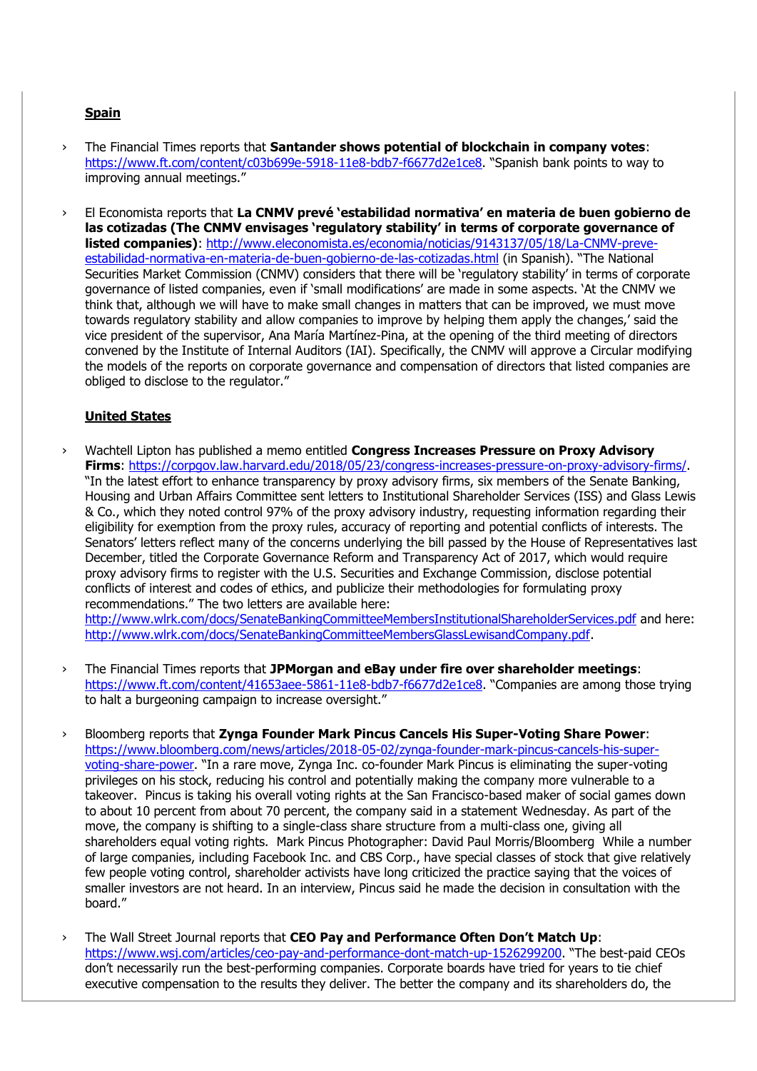## Spain

› The Financial Times reports that **Santander shows potential of blockchain in company votes**: https://www.ft.com/content/c03b699e-5918-11e8-bdb7-f6677d2e1ce8. "Spanish bank points to way to improving annual meetings."

› El Economista reports that **La CNMV prevé 'estabilidad normativa' en materia de buen gobierno de las cotizadas (The CNMV envisages 'regulatory stability' in terms of corporate governance of listed companies)**: http://www.eleconomista.es/economia/noticias/9143137/05/18/La-CNMV-preve-estabilidad-normativa-en-materia-de-buen-gobierno-de-las-cotizadas.html (in Spanish). "The National Securities Market Commission (CNMV) considers that there will be 'regulatory stability' in terms of corporate governance of listed companies, even if 'small modifications' are made in some aspects. 'At the CNMV we think that, although we will have to make small changes in matters that can be improved, we must move towards regulatory stability and allow companies to improve by helping them apply the changes,' said the vice president of the supervisor, Ana María Martínez-Pina, at the opening of the third meeting of directors convened by the Institute of Internal Auditors (IAI). Specifically, the CNMV will approve a Circular modifying the models of the reports on corporate governance and compensation of directors that listed companies are obliged to disclose to the regulator."

## United States

› Wachtell Lipton has published a memo entitled **Congress Increases Pressure on Proxy Advisory Firms**: https://corpgov.law.harvard.edu/2018/05/23/congress-increases-pressure-on-proxy-advisory-firms/. "In the latest effort to enhance transparency by proxy advisory firms, six members of the Senate Banking, Housing and Urban Affairs Committee sent letters to Institutional Shareholder Services (ISS) and Glass Lewis & Co., which they noted control 97% of the proxy advisory industry, requesting information regarding their eligibility for exemption from the proxy rules, accuracy of reporting and potential conflicts of interests. The Senators' letters reflect many of the concerns underlying the bill passed by the House of Representatives last December, titled the Corporate Governance Reform and Transparency Act of 2017, which would require proxy advisory firms to register with the U.S. Securities and Exchange Commission, disclose potential conflicts of interest and codes of ethics, and publicize their methodologies for formulating proxy recommendations." The two letters are available here: http://www.wlrk.com/docs/SenateBankingCommitteeMembersInstitutionalShareholderServices.pdf and here: http://www.wlrk.com/docs/SenateBankingCommitteeMembersGlassLewisandCompany.pdf.

› The Financial Times reports that **JPMorgan and eBay under fire over shareholder meetings**: https://www.ft.com/content/41653aee-5861-11e8-bdb7-f6677d2e1ce8. "Companies are among those trying to halt a burgeoning campaign to increase oversight."

› Bloomberg reports that **Zynga Founder Mark Pincus Cancels His Super-Voting Share Power**: https://www.bloomberg.com/news/articles/2018-05-02/zynga-founder-mark-pincus-cancels-his-super-voting-share-power. "In a rare move, Zynga Inc. co-founder Mark Pincus is eliminating the super-voting privileges on his stock, reducing his control and potentially making the company more vulnerable to a takeover. Pincus is taking his overall voting rights at the San Francisco-based maker of social games down to about 10 percent from about 70 percent, the company said in a statement Wednesday. As part of the move, the company is shifting to a single-class share structure from a multi-class one, giving all shareholders equal voting rights. Mark Pincus Photographer: David Paul Morris/Bloomberg While a number of large companies, including Facebook Inc. and CBS Corp., have special classes of stock that give relatively few people voting control, shareholder activists have long criticized the practice saying that the voices of smaller investors are not heard. In an interview, Pincus said he made the decision in consultation with the board."

› The Wall Street Journal reports that **CEO Pay and Performance Often Don't Match Up**: https://www.wsj.com/articles/ceo-pay-and-performance-dont-match-up-1526299200. "The best-paid CEOs don't necessarily run the best-performing companies. Corporate boards have tried for years to tie chief executive compensation to the results they deliver. The better the company and its shareholders do, the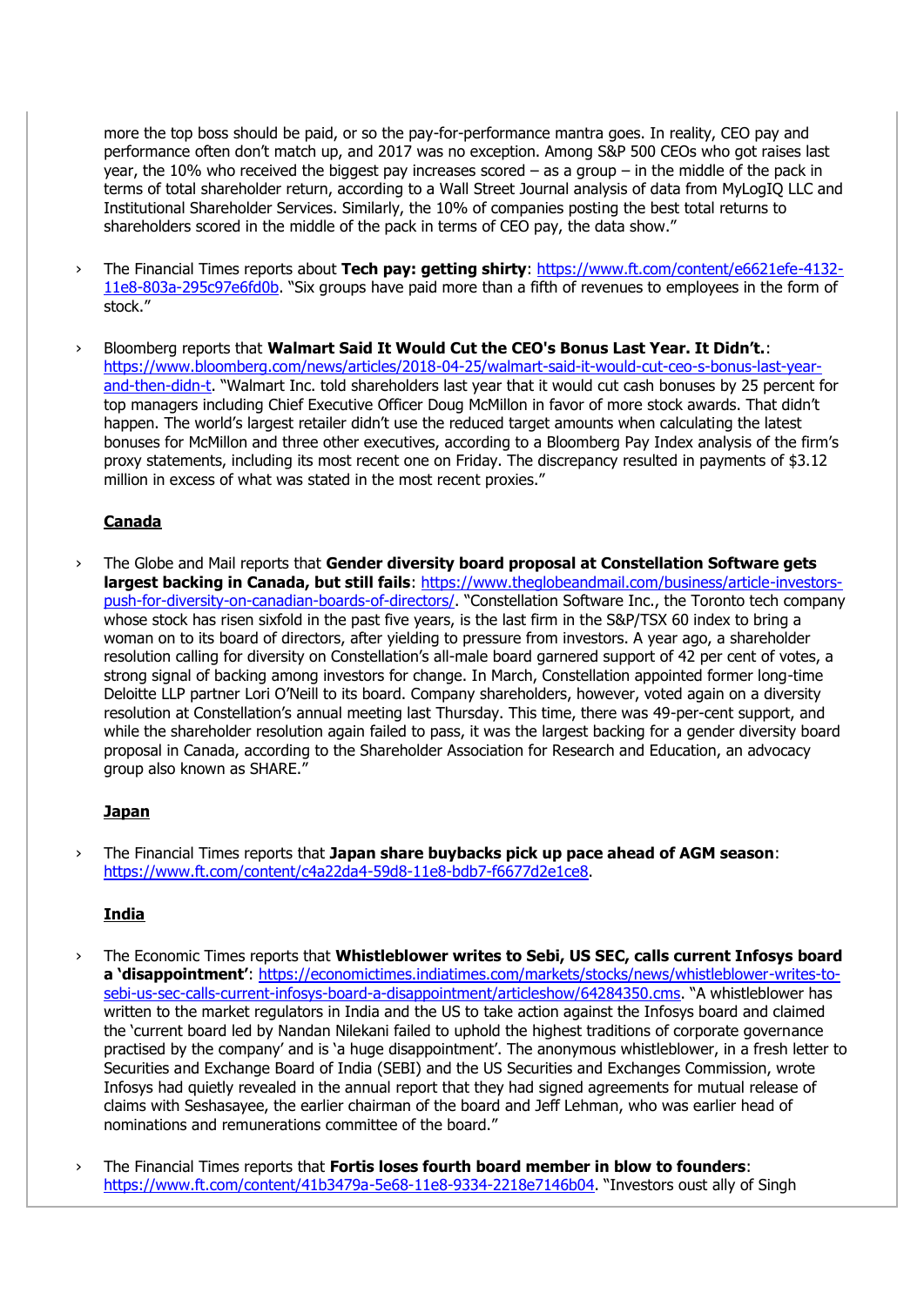more the top boss should be paid, or so the pay-for-performance mantra goes. In reality, CEO pay and performance often don't match up, and 2017 was no exception. Among S&P 500 CEOs who got raises last year, the 10% who received the biggest pay increases scored – as a group – in the middle of the pack in terms of total shareholder return, according to a Wall Street Journal analysis of data from MyLogIQ LLC and Institutional Shareholder Services. Similarly, the 10% of companies posting the best total returns to shareholders scored in the middle of the pack in terms of CEO pay, the data show."

- The Financial Times reports about **Tech pay: getting shirty**: https://www.ft.com/content/e6621efe-4132-11e8-803a-295c97e6fd0b. "Six groups have paid more than a fifth of revenues to employees in the form of stock."

- Bloomberg reports that **Walmart Said It Would Cut the CEO's Bonus Last Year. It Didn't.**: https://www.bloomberg.com/news/articles/2018-04-25/walmart-said-it-would-cut-ceo-s-bonus-last-year-and-then-didn-t. "Walmart Inc. told shareholders last year that it would cut cash bonuses by 25 percent for top managers including Chief Executive Officer Doug McMillon in favor of more stock awards. That didn't happen. The world's largest retailer didn't use the reduced target amounts when calculating the latest bonuses for McMillon and three other executives, according to a Bloomberg Pay Index analysis of the firm's proxy statements, including its most recent one on Friday. The discrepancy resulted in payments of $3.12 million in excess of what was stated in the most recent proxies."

**Canada**

- The Globe and Mail reports that **Gender diversity board proposal at Constellation Software gets largest backing in Canada, but still fails**: https://www.theglobeandmail.com/business/article-investors-push-for-diversity-on-canadian-boards-of-directors/. "Constellation Software Inc., the Toronto tech company whose stock has risen sixfold in the past five years, is the last firm in the S&P/TSX 60 index to bring a woman on to its board of directors, after yielding to pressure from investors. A year ago, a shareholder resolution calling for diversity on Constellation's all-male board garnered support of 42 per cent of votes, a strong signal of backing among investors for change. In March, Constellation appointed former long-time Deloitte LLP partner Lori O'Neill to its board. Company shareholders, however, voted again on a diversity resolution at Constellation's annual meeting last Thursday. This time, there was 49-per-cent support, and while the shareholder resolution again failed to pass, it was the largest backing for a gender diversity board proposal in Canada, according to the Shareholder Association for Research and Education, an advocacy group also known as SHARE."

**Japan**

- The Financial Times reports that **Japan share buybacks pick up pace ahead of AGM season**: https://www.ft.com/content/c4a22da4-59d8-11e8-bdb7-f6677d2e1ce8.

**India**

- The Economic Times reports that **Whistleblower writes to Sebi, US SEC, calls current Infosys board a 'disappointment'**: https://economictimes.indiatimes.com/markets/stocks/news/whistleblower-writes-to-sebi-us-sec-calls-current-infosys-board-a-disappointment/articleshow/64284350.cms. "A whistleblower has written to the market regulators in India and the US to take action against the Infosys board and claimed the 'current board led by Nandan Nilekani failed to uphold the highest traditions of corporate governance practised by the company' and is 'a huge disappointment'. The anonymous whistleblower, in a fresh letter to Securities and Exchange Board of India (SEBI) and the US Securities and Exchanges Commission, wrote Infosys had quietly revealed in the annual report that they had signed agreements for mutual release of claims with Seshasayee, the earlier chairman of the board and Jeff Lehman, who was earlier head of nominations and remunerations committee of the board."

- The Financial Times reports that **Fortis loses fourth board member in blow to founders**: https://www.ft.com/content/41b3479a-5e68-11e8-9334-2218e7146b04. "Investors oust ally of Singh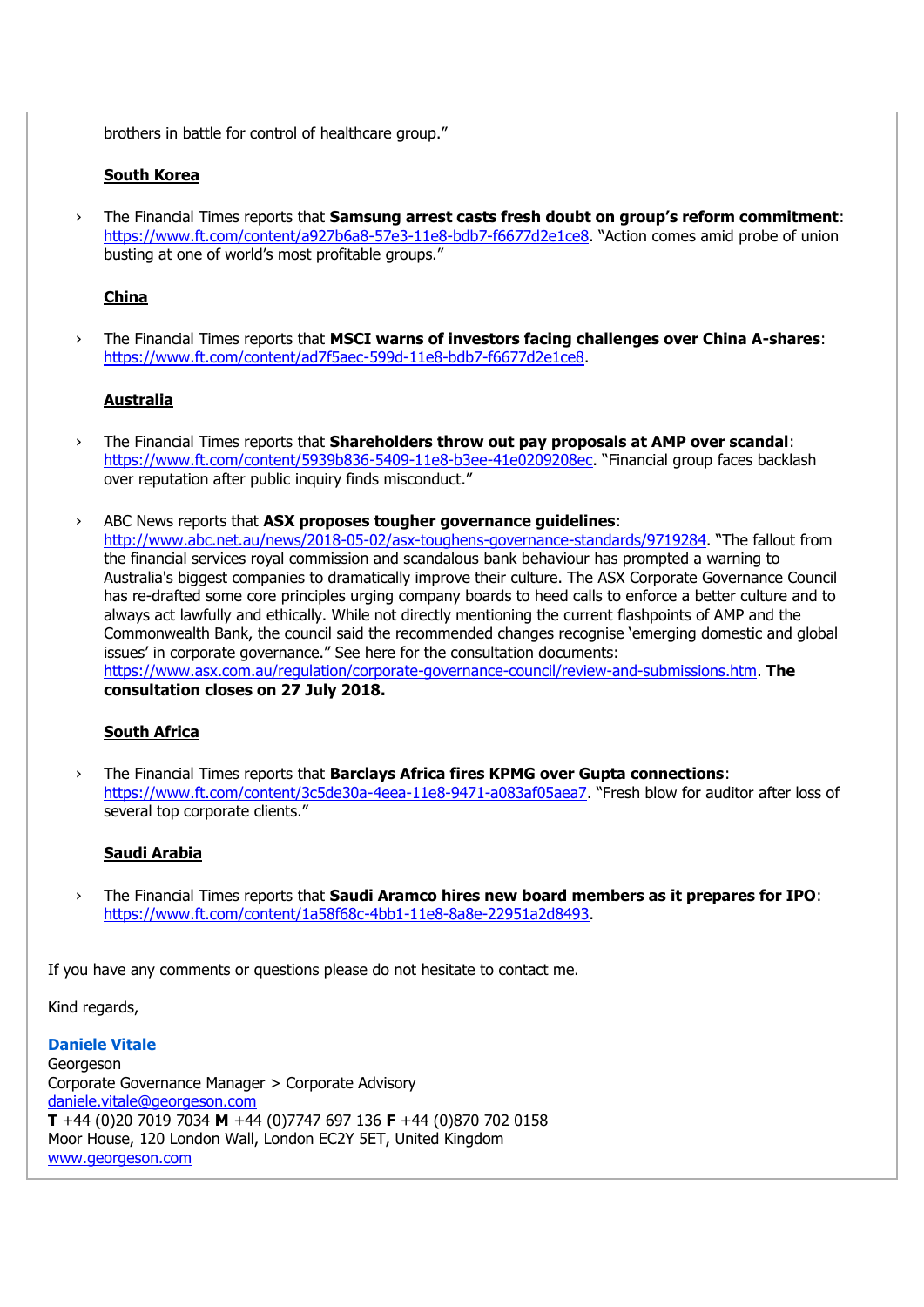brothers in battle for control of healthcare group."

**South Korea**

› The Financial Times reports that **Samsung arrest casts fresh doubt on group's reform commitment**: https://www.ft.com/content/a927b6a8-57e3-11e8-bdb7-f6677d2e1ce8. "Action comes amid probe of union busting at one of world's most profitable groups."

**China**

› The Financial Times reports that **MSCI warns of investors facing challenges over China A-shares**: https://www.ft.com/content/ad7f5aec-599d-11e8-bdb7-f6677d2e1ce8.

**Australia**

› The Financial Times reports that **Shareholders throw out pay proposals at AMP over scandal**: https://www.ft.com/content/5939b836-5409-11e8-b3ee-41e0209208ec. "Financial group faces backlash over reputation after public inquiry finds misconduct."

› ABC News reports that **ASX proposes tougher governance guidelines**: http://www.abc.net.au/news/2018-05-02/asx-toughens-governance-standards/9719284. "The fallout from the financial services royal commission and scandalous bank behaviour has prompted a warning to Australia's biggest companies to dramatically improve their culture. The ASX Corporate Governance Council has re-drafted some core principles urging company boards to heed calls to enforce a better culture and to always act lawfully and ethically. While not directly mentioning the current flashpoints of AMP and the Commonwealth Bank, the council said the recommended changes recognise 'emerging domestic and global issues' in corporate governance." See here for the consultation documents: https://www.asx.com.au/regulation/corporate-governance-council/review-and-submissions.htm. **The consultation closes on 27 July 2018.**

**South Africa**

› The Financial Times reports that **Barclays Africa fires KPMG over Gupta connections**: https://www.ft.com/content/3c5de30a-4eea-11e8-9471-a083af05aea7. "Fresh blow for auditor after loss of several top corporate clients."

**Saudi Arabia**

› The Financial Times reports that **Saudi Aramco hires new board members as it prepares for IPO**: https://www.ft.com/content/1a58f68c-4bb1-11e8-8a8e-22951a2d8493.

If you have any comments or questions please do not hesitate to contact me.

Kind regards,

**Daniele Vitale**
Georgeson
Corporate Governance Manager > Corporate Advisory
daniele.vitale@georgeson.com
**T** +44 (0)20 7019 7034 **M** +44 (0)7747 697 136 **F** +44 (0)870 702 0158
Moor House, 120 London Wall, London EC2Y 5ET, United Kingdom
www.georgeson.com